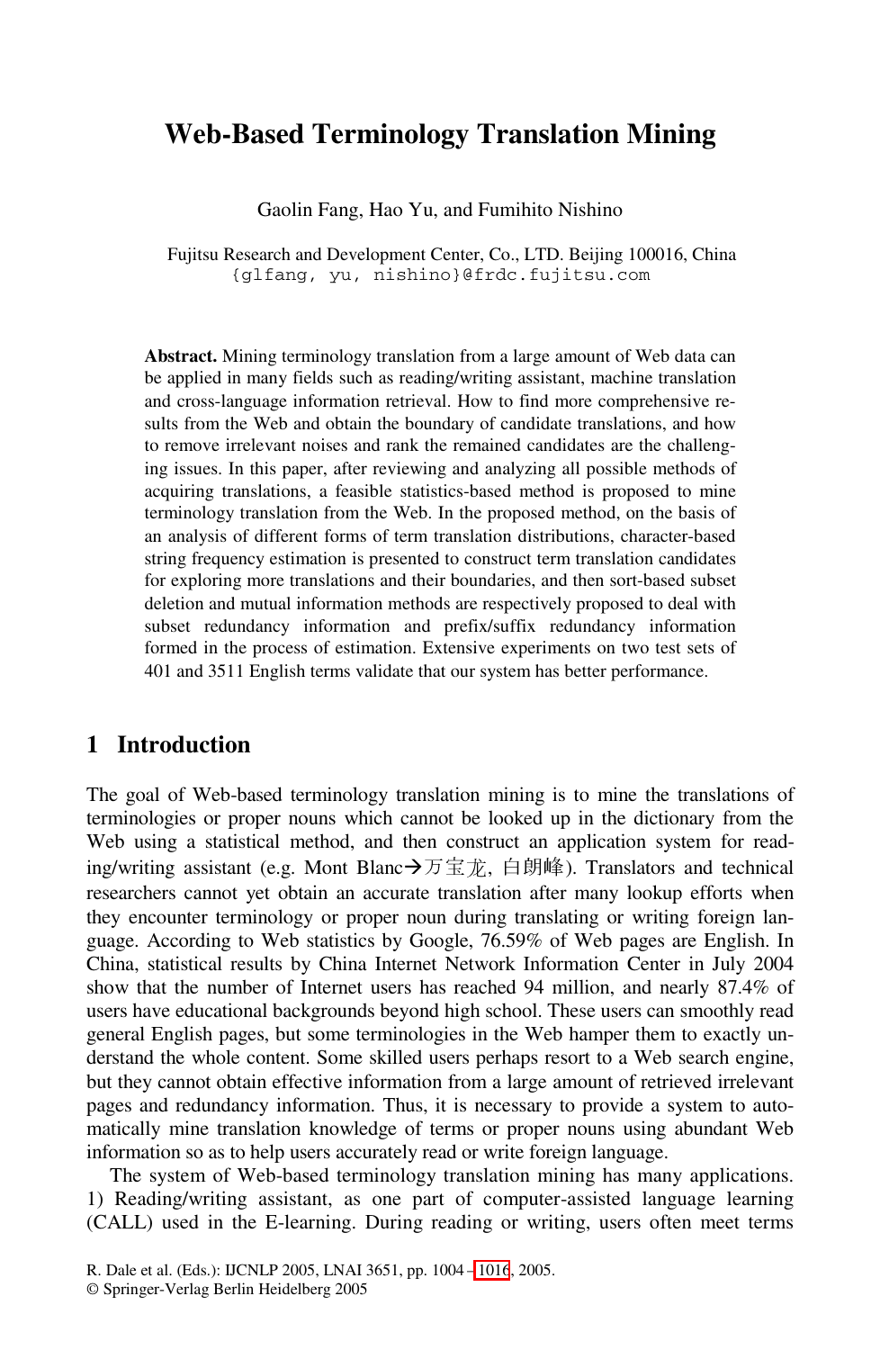# Web-Based Terminology Translation Mining

Gaolin Fang, Hao Yu, and Fumihito Nishino

Fujitsu Research and Development Center, Co., LTD. Beijing 100016, China
{glfang, yu, nishino}@frdc.fujitsu.com

**Abstract.** Mining terminology translation from a large amount of Web data can be applied in many fields such as reading/writing assistant, machine translation and cross-language information retrieval. How to find more comprehensive results from the Web and obtain the boundary of candidate translations, and how to remove irrelevant noises and rank the remained candidates are the challenging issues. In this paper, after reviewing and analyzing all possible methods of acquiring translations, a feasible statistics-based method is proposed to mine terminology translation from the Web. In the proposed method, on the basis of an analysis of different forms of term translation distributions, character-based string frequency estimation is presented to construct term translation candidates for exploring more translations and their boundaries, and then sort-based subset deletion and mutual information methods are respectively proposed to deal with subset redundancy information and prefix/suffix redundancy information formed in the process of estimation. Extensive experiments on two test sets of 401 and 3511 English terms validate that our system has better performance.

## 1 Introduction

The goal of Web-based terminology translation mining is to mine the translations of terminologies or proper nouns which cannot be looked up in the dictionary from the Web using a statistical method, and then construct an application system for reading/writing assistant (e.g. Mont Blanc→万宝龙, 白朗峰). Translators and technical researchers cannot yet obtain an accurate translation after many lookup efforts when they encounter terminology or proper noun during translating or writing foreign language. According to Web statistics by Google, 76.59% of Web pages are English. In China, statistical results by China Internet Network Information Center in July 2004 show that the number of Internet users has reached 94 million, and nearly 87.4% of users have educational backgrounds beyond high school. These users can smoothly read general English pages, but some terminologies in the Web hamper them to exactly understand the whole content. Some skilled users perhaps resort to a Web search engine, but they cannot obtain effective information from a large amount of retrieved irrelevant pages and redundancy information. Thus, it is necessary to provide a system to automatically mine translation knowledge of terms or proper nouns using abundant Web information so as to help users accurately read or write foreign language.

The system of Web-based terminology translation mining has many applications. 1) Reading/writing assistant, as one part of computer-assisted language learning (CALL) used in the E-learning. During reading or writing, users often meet terms

R. Dale et al. (Eds.): IJCNLP 2005, LNAI 3651, pp. 1004 – 1016, 2005.
© Springer-Verlag Berlin Heidelberg 2005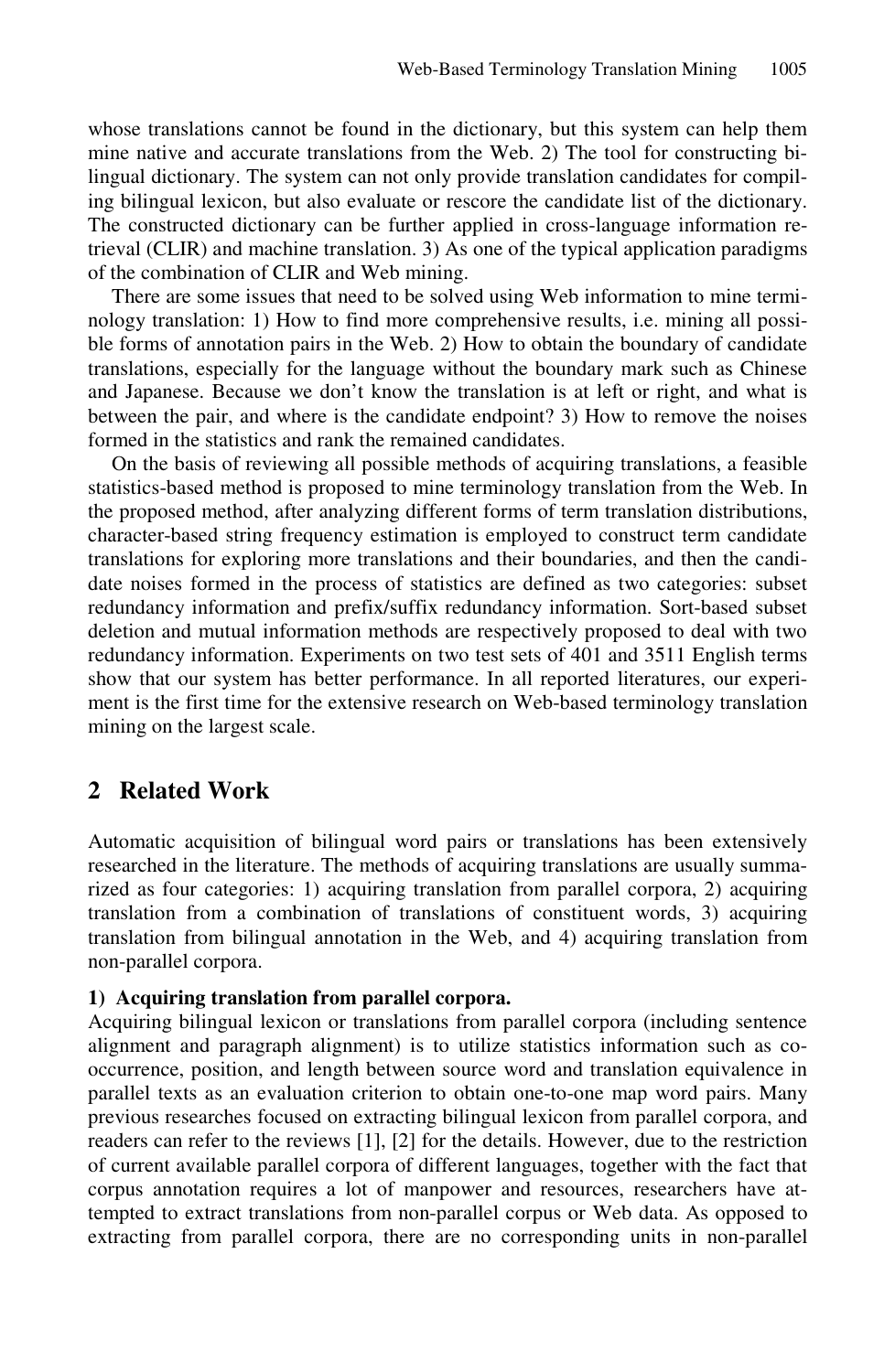whose translations cannot be found in the dictionary, but this system can help them mine native and accurate translations from the Web. 2) The tool for constructing bilingual dictionary. The system can not only provide translation candidates for compiling bilingual lexicon, but also evaluate or rescore the candidate list of the dictionary. The constructed dictionary can be further applied in cross-language information retrieval (CLIR) and machine translation. 3) As one of the typical application paradigms of the combination of CLIR and Web mining.

There are some issues that need to be solved using Web information to mine terminology translation: 1) How to find more comprehensive results, i.e. mining all possible forms of annotation pairs in the Web. 2) How to obtain the boundary of candidate translations, especially for the language without the boundary mark such as Chinese and Japanese. Because we don't know the translation is at left or right, and what is between the pair, and where is the candidate endpoint? 3) How to remove the noises formed in the statistics and rank the remained candidates.

On the basis of reviewing all possible methods of acquiring translations, a feasible statistics-based method is proposed to mine terminology translation from the Web. In the proposed method, after analyzing different forms of term translation distributions, character-based string frequency estimation is employed to construct term candidate translations for exploring more translations and their boundaries, and then the candidate noises formed in the process of statistics are defined as two categories: subset redundancy information and prefix/suffix redundancy information. Sort-based subset deletion and mutual information methods are respectively proposed to deal with two redundancy information. Experiments on two test sets of 401 and 3511 English terms show that our system has better performance. In all reported literatures, our experiment is the first time for the extensive research on Web-based terminology translation mining on the largest scale.

## 2 Related Work

Automatic acquisition of bilingual word pairs or translations has been extensively researched in the literature. The methods of acquiring translations are usually summarized as four categories: 1) acquiring translation from parallel corpora, 2) acquiring translation from a combination of translations of constituent words, 3) acquiring translation from bilingual annotation in the Web, and 4) acquiring translation from non-parallel corpora.

**1) Acquiring translation from parallel corpora.**

Acquiring bilingual lexicon or translations from parallel corpora (including sentence alignment and paragraph alignment) is to utilize statistics information such as co-occurrence, position, and length between source word and translation equivalence in parallel texts as an evaluation criterion to obtain one-to-one map word pairs. Many previous researches focused on extracting bilingual lexicon from parallel corpora, and readers can refer to the reviews [1], [2] for the details. However, due to the restriction of current available parallel corpora of different languages, together with the fact that corpus annotation requires a lot of manpower and resources, researchers have attempted to extract translations from non-parallel corpus or Web data. As opposed to extracting from parallel corpora, there are no corresponding units in non-parallel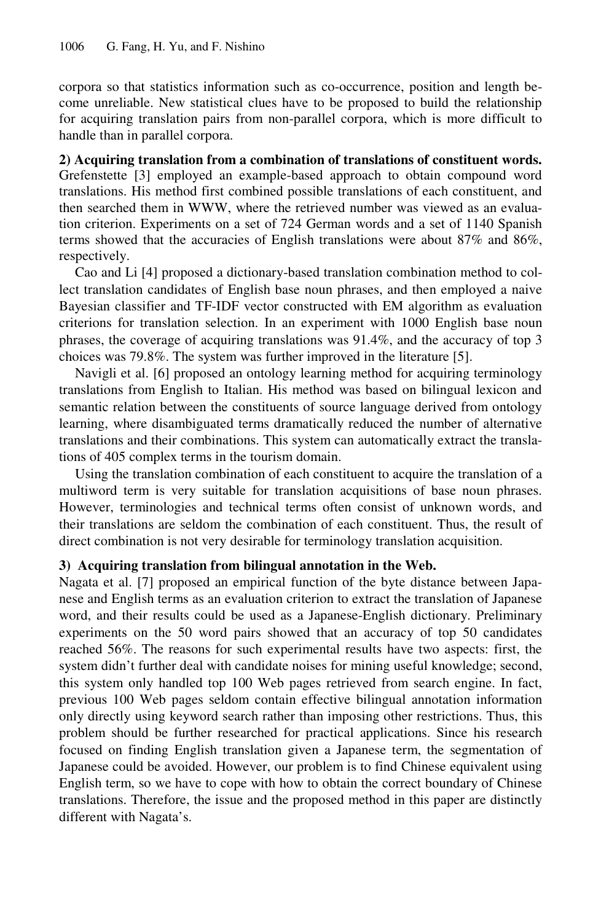corpora so that statistics information such as co-occurrence, position and length become unreliable. New statistical clues have to be proposed to build the relationship for acquiring translation pairs from non-parallel corpora, which is more difficult to handle than in parallel corpora.

**2) Acquiring translation from a combination of translations of constituent words.** Grefenstette [3] employed an example-based approach to obtain compound word translations. His method first combined possible translations of each constituent, and then searched them in WWW, where the retrieved number was viewed as an evaluation criterion. Experiments on a set of 724 German words and a set of 1140 Spanish terms showed that the accuracies of English translations were about 87% and 86%, respectively.

Cao and Li [4] proposed a dictionary-based translation combination method to collect translation candidates of English base noun phrases, and then employed a naive Bayesian classifier and TF-IDF vector constructed with EM algorithm as evaluation criterions for translation selection. In an experiment with 1000 English base noun phrases, the coverage of acquiring translations was 91.4%, and the accuracy of top 3 choices was 79.8%. The system was further improved in the literature [5].

Navigli et al. [6] proposed an ontology learning method for acquiring terminology translations from English to Italian. His method was based on bilingual lexicon and semantic relation between the constituents of source language derived from ontology learning, where disambiguated terms dramatically reduced the number of alternative translations and their combinations. This system can automatically extract the translations of 405 complex terms in the tourism domain.

Using the translation combination of each constituent to acquire the translation of a multiword term is very suitable for translation acquisitions of base noun phrases. However, terminologies and technical terms often consist of unknown words, and their translations are seldom the combination of each constituent. Thus, the result of direct combination is not very desirable for terminology translation acquisition.

**3) Acquiring translation from bilingual annotation in the Web.**
Nagata et al. [7] proposed an empirical function of the byte distance between Japanese and English terms as an evaluation criterion to extract the translation of Japanese word, and their results could be used as a Japanese-English dictionary. Preliminary experiments on the 50 word pairs showed that an accuracy of top 50 candidates reached 56%. The reasons for such experimental results have two aspects: first, the system didn't further deal with candidate noises for mining useful knowledge; second, this system only handled top 100 Web pages retrieved from search engine. In fact, previous 100 Web pages seldom contain effective bilingual annotation information only directly using keyword search rather than imposing other restrictions. Thus, this problem should be further researched for practical applications. Since his research focused on finding English translation given a Japanese term, the segmentation of Japanese could be avoided. However, our problem is to find Chinese equivalent using English term, so we have to cope with how to obtain the correct boundary of Chinese translations. Therefore, the issue and the proposed method in this paper are distinctly different with Nagata's.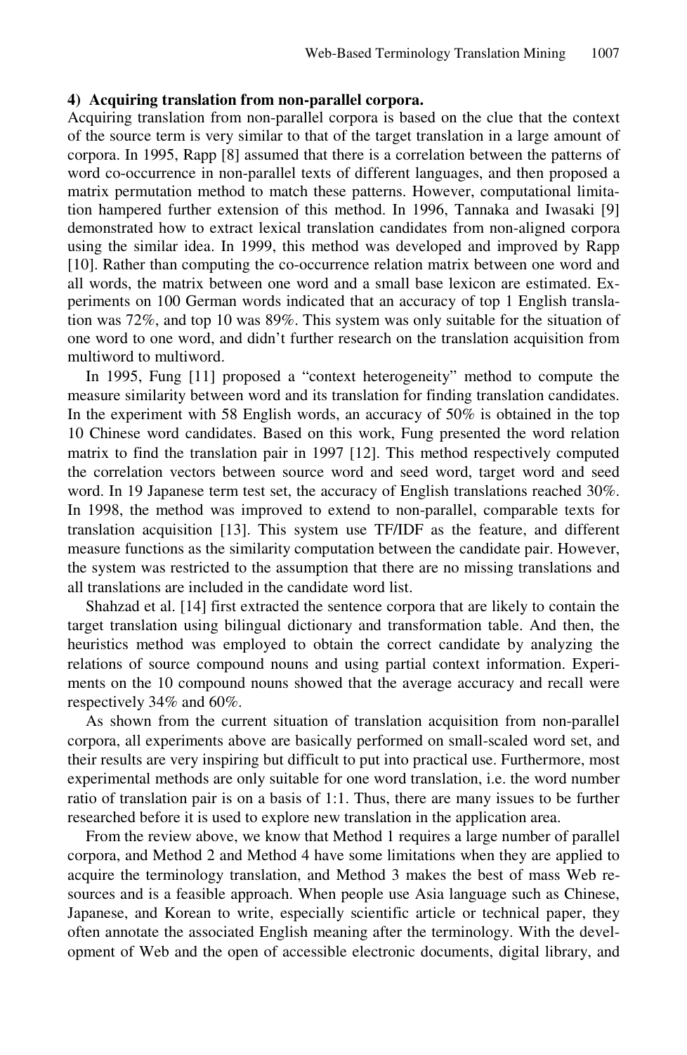**4) Acquiring translation from non-parallel corpora.**

Acquiring translation from non-parallel corpora is based on the clue that the context of the source term is very similar to that of the target translation in a large amount of corpora. In 1995, Rapp [8] assumed that there is a correlation between the patterns of word co-occurrence in non-parallel texts of different languages, and then proposed a matrix permutation method to match these patterns. However, computational limitation hampered further extension of this method. In 1996, Tannaka and Iwasaki [9] demonstrated how to extract lexical translation candidates from non-aligned corpora using the similar idea. In 1999, this method was developed and improved by Rapp [10]. Rather than computing the co-occurrence relation matrix between one word and all words, the matrix between one word and a small base lexicon are estimated. Experiments on 100 German words indicated that an accuracy of top 1 English translation was 72%, and top 10 was 89%. This system was only suitable for the situation of one word to one word, and didn't further research on the translation acquisition from multiword to multiword.

In 1995, Fung [11] proposed a "context heterogeneity" method to compute the measure similarity between word and its translation for finding translation candidates. In the experiment with 58 English words, an accuracy of 50% is obtained in the top 10 Chinese word candidates. Based on this work, Fung presented the word relation matrix to find the translation pair in 1997 [12]. This method respectively computed the correlation vectors between source word and seed word, target word and seed word. In 19 Japanese term test set, the accuracy of English translations reached 30%. In 1998, the method was improved to extend to non-parallel, comparable texts for translation acquisition [13]. This system use TF/IDF as the feature, and different measure functions as the similarity computation between the candidate pair. However, the system was restricted to the assumption that there are no missing translations and all translations are included in the candidate word list.

Shahzad et al. [14] first extracted the sentence corpora that are likely to contain the target translation using bilingual dictionary and transformation table. And then, the heuristics method was employed to obtain the correct candidate by analyzing the relations of source compound nouns and using partial context information. Experiments on the 10 compound nouns showed that the average accuracy and recall were respectively 34% and 60%.

As shown from the current situation of translation acquisition from non-parallel corpora, all experiments above are basically performed on small-scaled word set, and their results are very inspiring but difficult to put into practical use. Furthermore, most experimental methods are only suitable for one word translation, i.e. the word number ratio of translation pair is on a basis of 1:1. Thus, there are many issues to be further researched before it is used to explore new translation in the application area.

From the review above, we know that Method 1 requires a large number of parallel corpora, and Method 2 and Method 4 have some limitations when they are applied to acquire the terminology translation, and Method 3 makes the best of mass Web resources and is a feasible approach. When people use Asia language such as Chinese, Japanese, and Korean to write, especially scientific article or technical paper, they often annotate the associated English meaning after the terminology. With the development of Web and the open of accessible electronic documents, digital library, and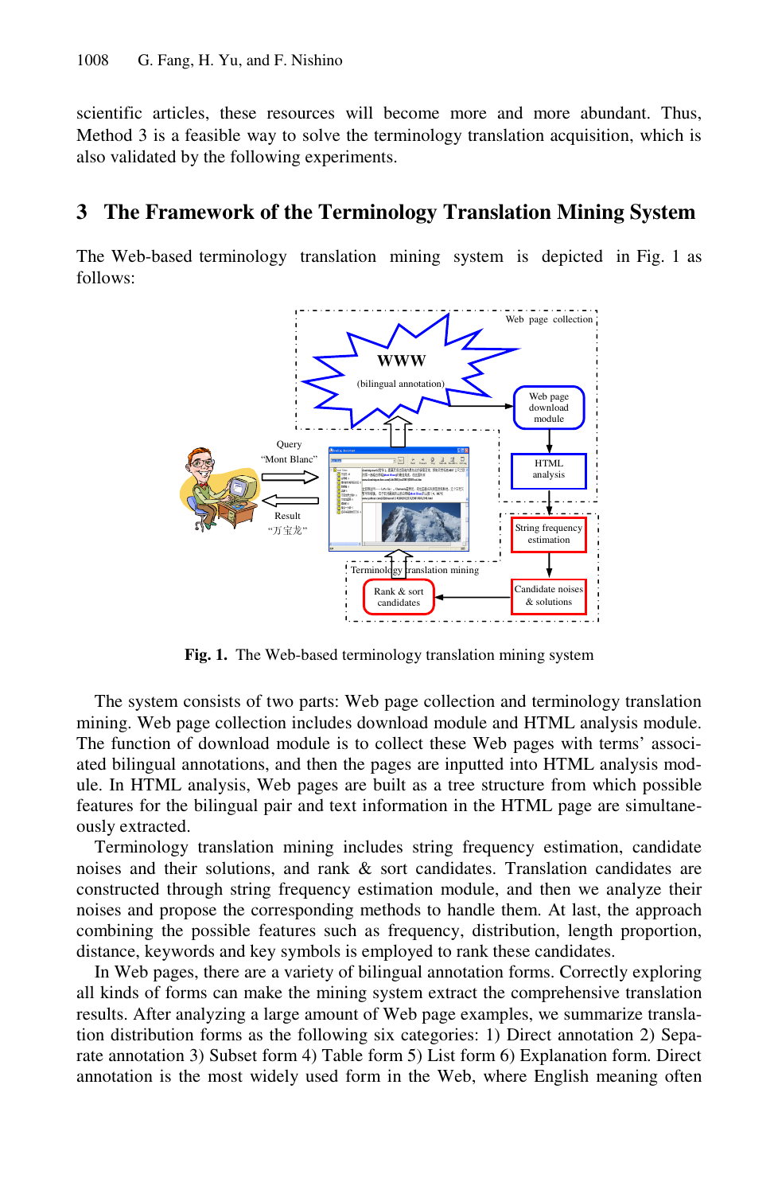scientific articles, these resources will become more and more abundant. Thus, Method 3 is a feasible way to solve the terminology translation acquisition, which is also validated by the following experiments.

## 3 The Framework of the Terminology Translation Mining System

The Web-based terminology translation mining system is depicted in Fig. 1 as follows:

**Fig. 1.** The Web-based terminology translation mining system

The system consists of two parts: Web page collection and terminology translation mining. Web page collection includes download module and HTML analysis module. The function of download module is to collect these Web pages with terms' associated bilingual annotations, and then the pages are inputted into HTML analysis module. In HTML analysis, Web pages are built as a tree structure from which possible features for the bilingual pair and text information in the HTML page are simultaneously extracted.

Terminology translation mining includes string frequency estimation, candidate noises and their solutions, and rank & sort candidates. Translation candidates are constructed through string frequency estimation module, and then we analyze their noises and propose the corresponding methods to handle them. At last, the approach combining the possible features such as frequency, distribution, length proportion, distance, keywords and key symbols is employed to rank these candidates.

In Web pages, there are a variety of bilingual annotation forms. Correctly exploring all kinds of forms can make the mining system extract the comprehensive translation results. After analyzing a large amount of Web page examples, we summarize translation distribution forms as the following six categories: 1) Direct annotation 2) Separate annotation 3) Subset form 4) Table form 5) List form 6) Explanation form. Direct annotation is the most widely used form in the Web, where English meaning often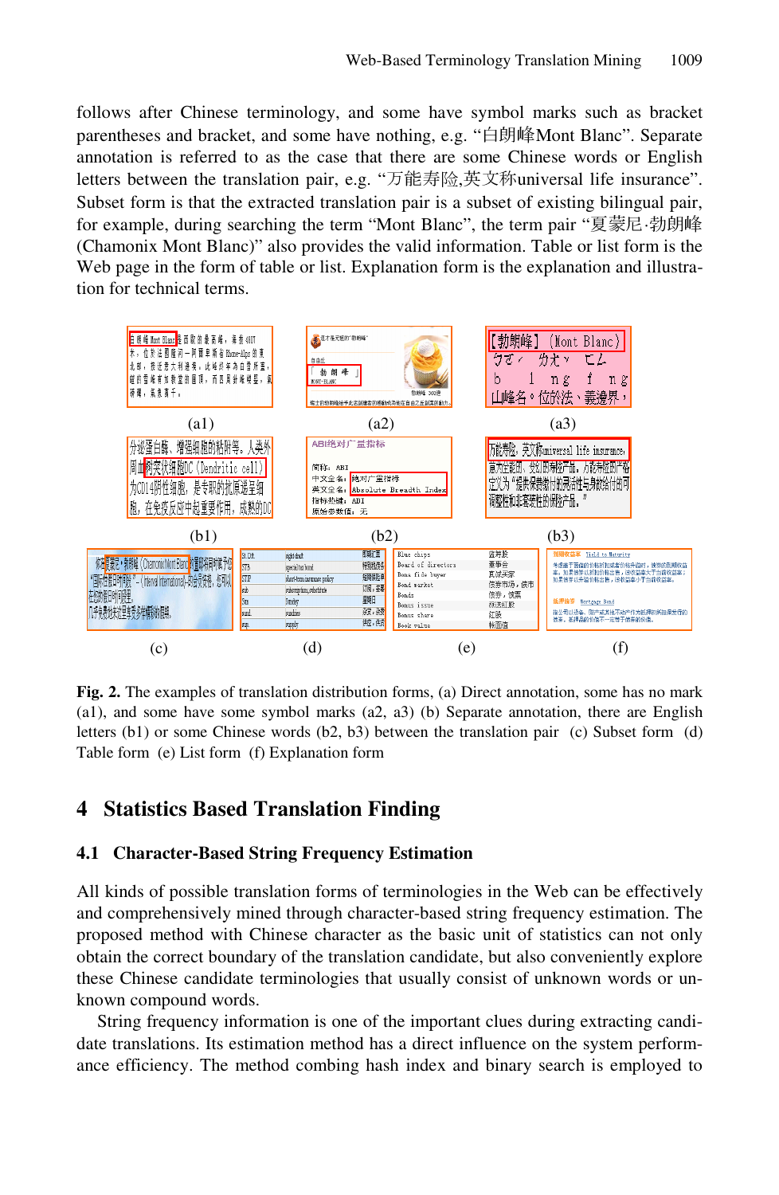follows after Chinese terminology, and some have symbol marks such as bracket parentheses and bracket, and some have nothing, e.g. "白朗峰Mont Blanc". Separate annotation is referred to as the case that there are some Chinese words or English letters between the translation pair, e.g. "万能寿险,英文称universal life insurance". Subset form is that the extracted translation pair is a subset of existing bilingual pair, for example, during searching the term "Mont Blanc", the term pair "夏蒙尼·勃朗峰 (Chamonix Mont Blanc)" also provides the valid information. Table or list form is the Web page in the form of table or list. Explanation form is the explanation and illustration for technical terms.

**Fig. 2.** The examples of translation distribution forms, (a) Direct annotation, some has no mark (a1), and some have some symbol marks (a2, a3) (b) Separate annotation, there are English letters (b1) or some Chinese words (b2, b3) between the translation pair (c) Subset form (d) Table form (e) List form (f) Explanation form

## 4 Statistics Based Translation Finding

### 4.1 Character-Based String Frequency Estimation

All kinds of possible translation forms of terminologies in the Web can be effectively and comprehensively mined through character-based string frequency estimation. The proposed method with Chinese character as the basic unit of statistics can not only obtain the correct boundary of the translation candidate, but also conveniently explore these Chinese candidate terminologies that usually consist of unknown words or unknown compound words.

String frequency information is one of the important clues during extracting candidate translations. Its estimation method has a direct influence on the system performance efficiency. The method combing hash index and binary search is employed to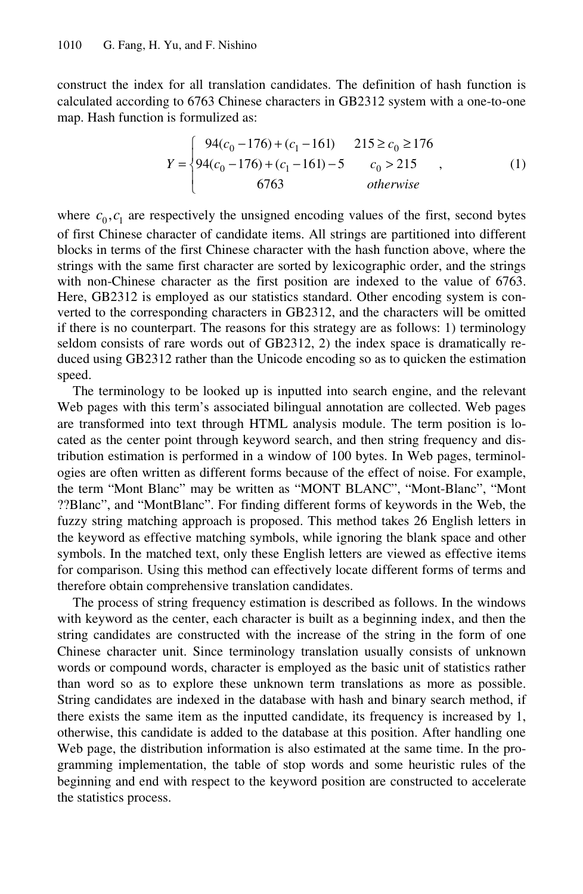construct the index for all translation candidates. The definition of hash function is calculated according to 6763 Chinese characters in GB2312 system with a one-to-one map. Hash function is formulized as:

$$Y = \begin{cases} 94(c_0 - 176) + (c_1 - 161) & 215 \geq c_0 \geq 176 \\ 94(c_0 - 176) + (c_1 - 161) - 5 & c_0 > 215 \\ 6763 & otherwise \end{cases} , \tag{1}$$

where $c_0, c_1$ are respectively the unsigned encoding values of the first, second bytes of first Chinese character of candidate items. All strings are partitioned into different blocks in terms of the first Chinese character with the hash function above, where the strings with the same first character are sorted by lexicographic order, and the strings with non-Chinese character as the first position are indexed to the value of 6763. Here, GB2312 is employed as our statistics standard. Other encoding system is converted to the corresponding characters in GB2312, and the characters will be omitted if there is no counterpart. The reasons for this strategy are as follows: 1) terminology seldom consists of rare words out of GB2312, 2) the index space is dramatically reduced using GB2312 rather than the Unicode encoding so as to quicken the estimation speed.

The terminology to be looked up is inputted into search engine, and the relevant Web pages with this term's associated bilingual annotation are collected. Web pages are transformed into text through HTML analysis module. The term position is located as the center point through keyword search, and then string frequency and distribution estimation is performed in a window of 100 bytes. In Web pages, terminologies are often written as different forms because of the effect of noise. For example, the term "Mont Blanc" may be written as "MONT BLANC", "Mont-Blanc", "Mont ??Blanc", and "MontBlanc". For finding different forms of keywords in the Web, the fuzzy string matching approach is proposed. This method takes 26 English letters in the keyword as effective matching symbols, while ignoring the blank space and other symbols. In the matched text, only these English letters are viewed as effective items for comparison. Using this method can effectively locate different forms of terms and therefore obtain comprehensive translation candidates.

The process of string frequency estimation is described as follows. In the windows with keyword as the center, each character is built as a beginning index, and then the string candidates are constructed with the increase of the string in the form of one Chinese character unit. Since terminology translation usually consists of unknown words or compound words, character is employed as the basic unit of statistics rather than word so as to explore these unknown term translations as more as possible. String candidates are indexed in the database with hash and binary search method, if there exists the same item as the inputted candidate, its frequency is increased by 1, otherwise, this candidate is added to the database at this position. After handling one Web page, the distribution information is also estimated at the same time. In the programming implementation, the table of stop words and some heuristic rules of the beginning and end with respect to the keyword position are constructed to accelerate the statistics process.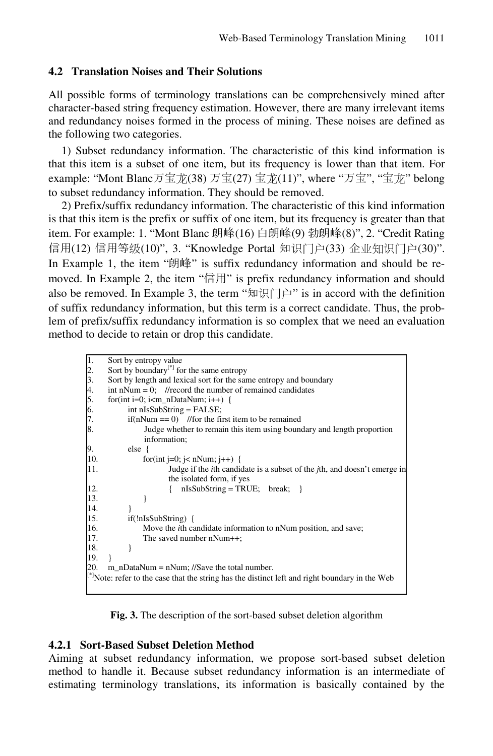### 4.2 Translation Noises and Their Solutions

All possible forms of terminology translations can be comprehensively mined after character-based string frequency estimation. However, there are many irrelevant items and redundancy noises formed in the process of mining. These noises are defined as the following two categories.

1) Subset redundancy information. The characteristic of this kind information is that this item is a subset of one item, but its frequency is lower than that item. For example: "Mont Blanc万宝龙(38) 万宝(27) 宝龙(11)", where "万宝", "宝龙" belong to subset redundancy information. They should be removed.

2) Prefix/suffix redundancy information. The characteristic of this kind information is that this item is the prefix or suffix of one item, but its frequency is greater than that item. For example: 1. "Mont Blanc 朗峰(16) 白朗峰(9) 勃朗峰(8)", 2. "Credit Rating 信用(12) 信用等级(10)", 3. "Knowledge Portal 知识门户(33) 企业知识门户(30)". In Example 1, the item "朗峰" is suffix redundancy information and should be removed. In Example 2, the item "信用" is prefix redundancy information and should also be removed. In Example 3, the term "知识门户" is in accord with the definition of suffix redundancy information, but this term is a correct candidate. Thus, the problem of prefix/suffix redundancy information is so complex that we need an evaluation method to decide to retain or drop this candidate.

```
1.   Sort by entropy value
2.   Sort by boundary[*] for the same entropy
3.   Sort by length and lexical sort for the same entropy and boundary
4.   int nNum = 0;   //record the number of remained candidates
5.   for(int i=0; i<m_nDataNum; i++)  {
6.        int nIsSubString = FALSE;
7.        if(nNum == 0)   //for the first item to be remained
8.             Judge whether to remain this item using boundary and length proportion
               information;
9.        else  {
10.            for(int j=0; j< nNum; j++)  {
11.                 Judge if the ith candidate is a subset of the jth, and doesn't emerge in
                    the isolated form, if yes
12.                 {   nIsSubString = TRUE;   break;   }
13.            }
14.       }
15.       if(!nIsSubString)  {
16.            Move the ith candidate information to nNum position, and save;
17.            The saved number nNum++;
18.       }
19.  }
20.  m_nDataNum = nNum; //Save the total number.
[*]Note: refer to the case that the string has the distinct left and right boundary in the Web
```

**Fig. 3.** The description of the sort-based subset deletion algorithm

#### 4.2.1 Sort-Based Subset Deletion Method

Aiming at subset redundancy information, we propose sort-based subset deletion method to handle it. Because subset redundancy information is an intermediate of estimating terminology translations, its information is basically contained by the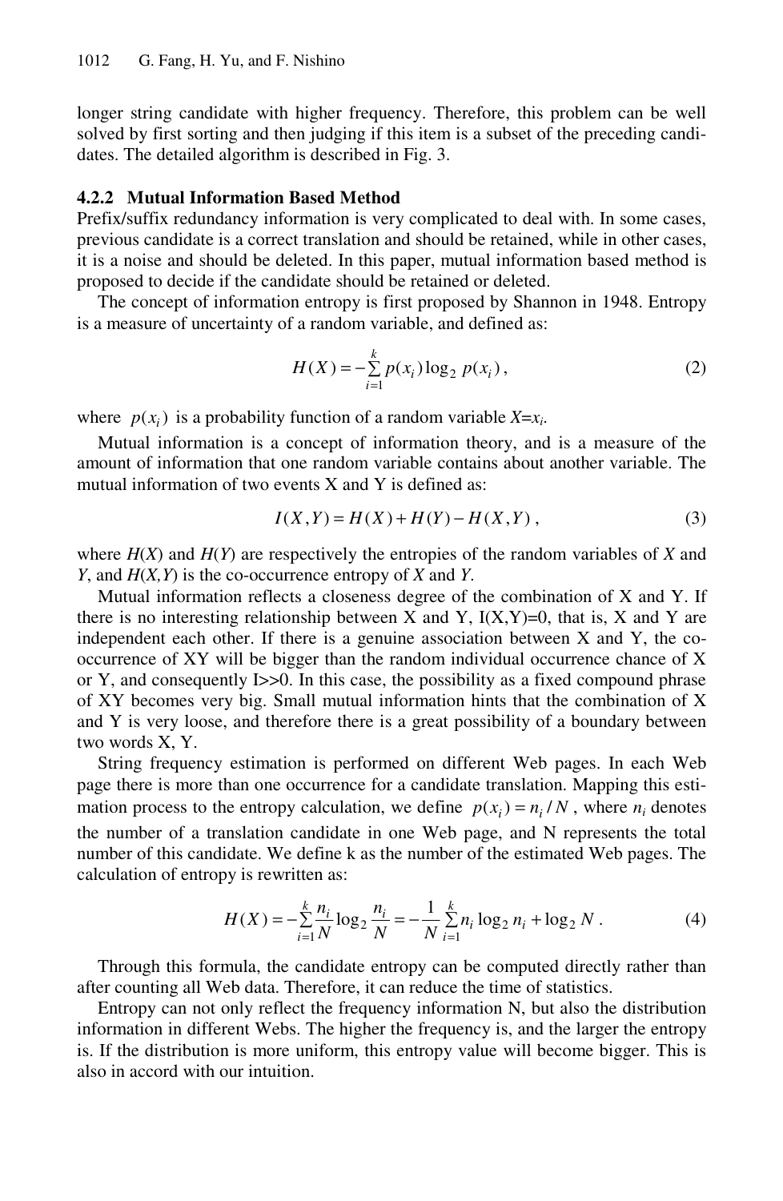longer string candidate with higher frequency. Therefore, this problem can be well solved by first sorting and then judging if this item is a subset of the preceding candidates. The detailed algorithm is described in Fig. 3.

#### 4.2.2 Mutual Information Based Method

Prefix/suffix redundancy information is very complicated to deal with. In some cases, previous candidate is a correct translation and should be retained, while in other cases, it is a noise and should be deleted. In this paper, mutual information based method is proposed to decide if the candidate should be retained or deleted.

The concept of information entropy is first proposed by Shannon in 1948. Entropy is a measure of uncertainty of a random variable, and defined as:

$$H(X) = -\sum_{i=1}^{k} p(x_i)\log_2 p(x_i) , \tag{2}$$

where $p(x_i)$ is a probability function of a random variable $X=x_i$.

Mutual information is a concept of information theory, and is a measure of the amount of information that one random variable contains about another variable. The mutual information of two events X and Y is defined as:

$$I(X,Y) = H(X) + H(Y) - H(X,Y) , \tag{3}$$

where $H(X)$ and $H(Y)$ are respectively the entropies of the random variables of $X$ and $Y$, and $H(X,Y)$ is the co-occurrence entropy of $X$ and $Y$.

Mutual information reflects a closeness degree of the combination of X and Y. If there is no interesting relationship between X and Y, $I(X,Y)=0$, that is, X and Y are independent each other. If there is a genuine association between X and Y, the co-occurrence of XY will be bigger than the random individual occurrence chance of X or Y, and consequently $I>>0$. In this case, the possibility as a fixed compound phrase of XY becomes very big. Small mutual information hints that the combination of X and Y is very loose, and therefore there is a great possibility of a boundary between two words X, Y.

String frequency estimation is performed on different Web pages. In each Web page there is more than one occurrence for a candidate translation. Mapping this estimation process to the entropy calculation, we define $p(x_i) = n_i / N$, where $n_i$ denotes the number of a translation candidate in one Web page, and N represents the total number of this candidate. We define k as the number of the estimated Web pages. The calculation of entropy is rewritten as:

$$H(X) = -\sum_{i=1}^{k} \frac{n_i}{N}\log_2 \frac{n_i}{N} = -\frac{1}{N}\sum_{i=1}^{k} n_i \log_2 n_i + \log_2 N . \tag{4}$$

Through this formula, the candidate entropy can be computed directly rather than after counting all Web data. Therefore, it can reduce the time of statistics.

Entropy can not only reflect the frequency information N, but also the distribution information in different Webs. The higher the frequency is, and the larger the entropy is. If the distribution is more uniform, this entropy value will become bigger. This is also in accord with our intuition.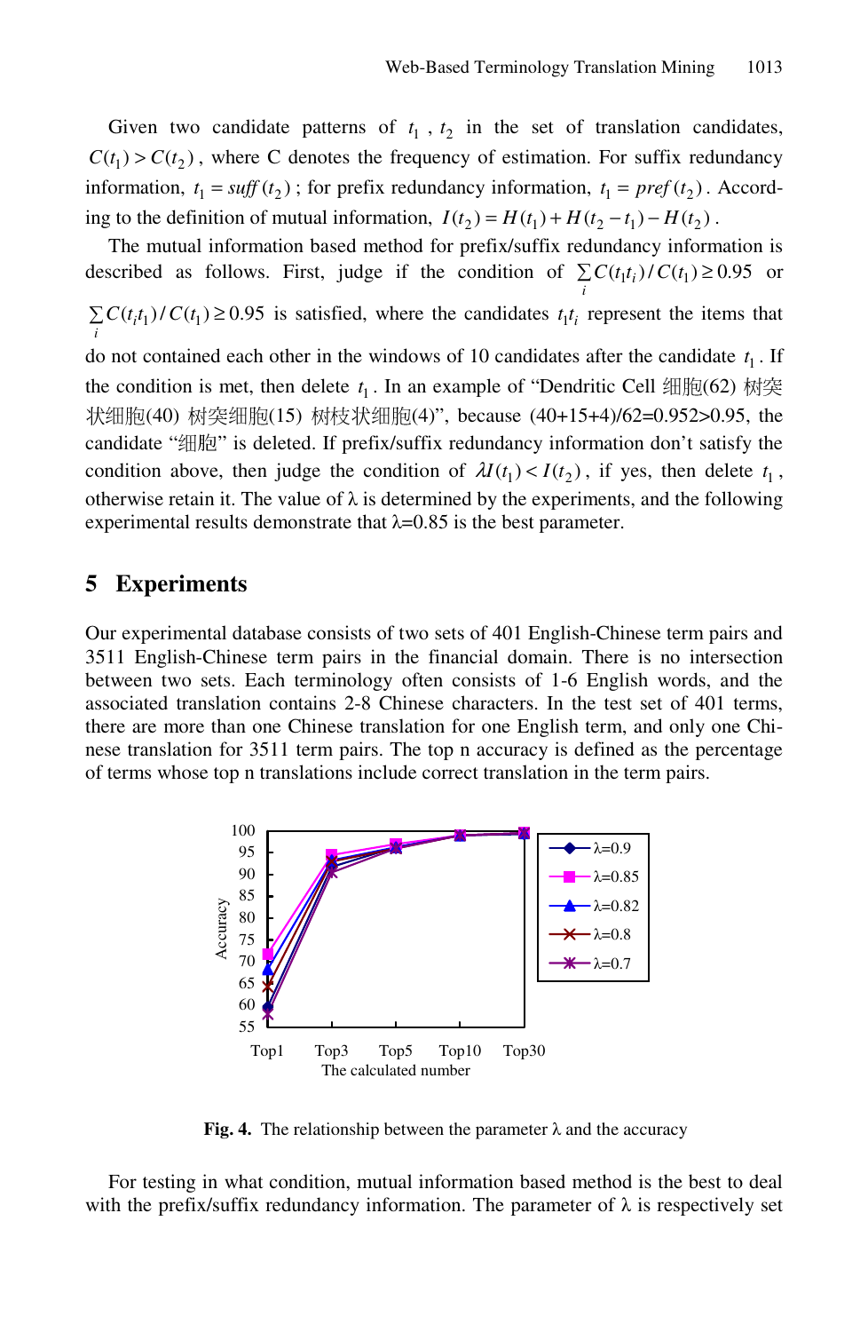Given two candidate patterns of $t_1$, $t_2$ in the set of translation candidates, $C(t_1) > C(t_2)$, where C denotes the frequency of estimation. For suffix redundancy information, $t_1 = suff(t_2)$; for prefix redundancy information, $t_1 = pref(t_2)$. According to the definition of mutual information, $I(t_2) = H(t_1) + H(t_2 - t_1) - H(t_2)$.

The mutual information based method for prefix/suffix redundancy information is described as follows. First, judge if the condition of $\sum_i C(t_1 t_i)/C(t_1) \geq 0.95$ or $\sum_i C(t_i t_1)/C(t_1) \geq 0.95$ is satisfied, where the candidates $t_1 t_i$ represent the items that do not contained each other in the windows of 10 candidates after the candidate $t_1$. If the condition is met, then delete $t_1$. In an example of "Dendritic Cell 细胞(62) 树突状细胞(40) 树突细胞(15) 树枝状细胞(4)", because (40+15+4)/62=0.952>0.95, the candidate "细胞" is deleted. If prefix/suffix redundancy information don't satisfy the condition above, then judge the condition of $\lambda I(t_1) < I(t_2)$, if yes, then delete $t_1$, otherwise retain it. The value of λ is determined by the experiments, and the following experimental results demonstrate that λ=0.85 is the best parameter.

## 5 Experiments

Our experimental database consists of two sets of 401 English-Chinese term pairs and 3511 English-Chinese term pairs in the financial domain. There is no intersection between two sets. Each terminology often consists of 1-6 English words, and the associated translation contains 2-8 Chinese characters. In the test set of 401 terms, there are more than one Chinese translation for one English term, and only one Chinese translation for 3511 term pairs. The top n accuracy is defined as the percentage of terms whose top n translations include correct translation in the term pairs.

**Fig. 4.** The relationship between the parameter λ and the accuracy

For testing in what condition, mutual information based method is the best to deal with the prefix/suffix redundancy information. The parameter of λ is respectively set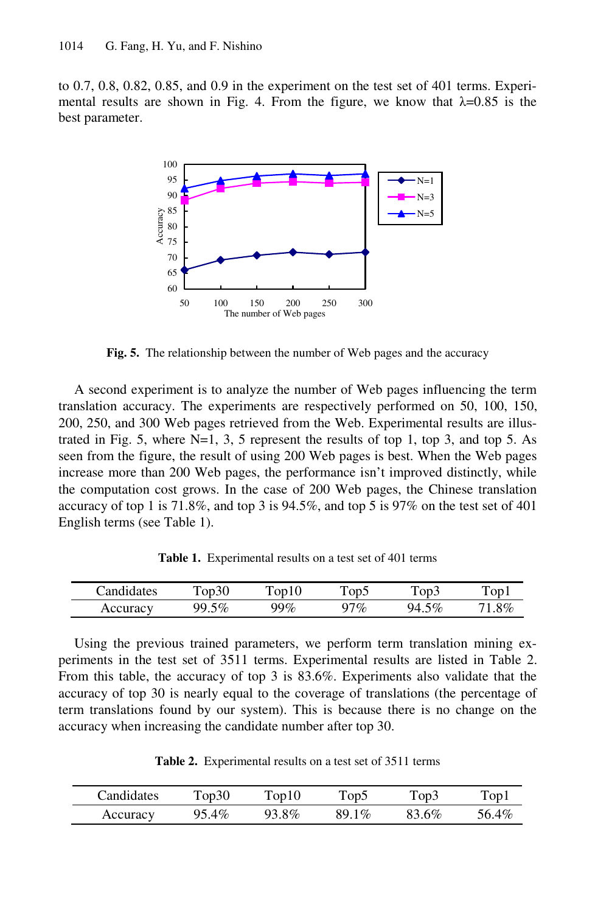to 0.7, 0.8, 0.82, 0.85, and 0.9 in the experiment on the test set of 401 terms. Experimental results are shown in Fig. 4. From the figure, we know that λ=0.85 is the best parameter.

**Fig. 5.** The relationship between the number of Web pages and the accuracy

A second experiment is to analyze the number of Web pages influencing the term translation accuracy. The experiments are respectively performed on 50, 100, 150, 200, 250, and 300 Web pages retrieved from the Web. Experimental results are illustrated in Fig. 5, where N=1, 3, 5 represent the results of top 1, top 3, and top 5. As seen from the figure, the result of using 200 Web pages is best. When the Web pages increase more than 200 Web pages, the performance isn't improved distinctly, while the computation cost grows. In the case of 200 Web pages, the Chinese translation accuracy of top 1 is 71.8%, and top 3 is 94.5%, and top 5 is 97% on the test set of 401 English terms (see Table 1).

**Table 1.** Experimental results on a test set of 401 terms

| Candidates | Top30 | Top10 | Top5 | Top3 | Top1 |
|---|---|---|---|---|---|
| Accuracy | 99.5% | 99% | 97% | 94.5% | 71.8% |

Using the previous trained parameters, we perform term translation mining experiments in the test set of 3511 terms. Experimental results are listed in Table 2. From this table, the accuracy of top 3 is 83.6%. Experiments also validate that the accuracy of top 30 is nearly equal to the coverage of translations (the percentage of term translations found by our system). This is because there is no change on the accuracy when increasing the candidate number after top 30.

**Table 2.** Experimental results on a test set of 3511 terms

| Candidates | Top30 | Top10 | Top5 | Top3 | Top1 |
|---|---|---|---|---|---|
| Accuracy | 95.4% | 93.8% | 89.1% | 83.6% | 56.4% |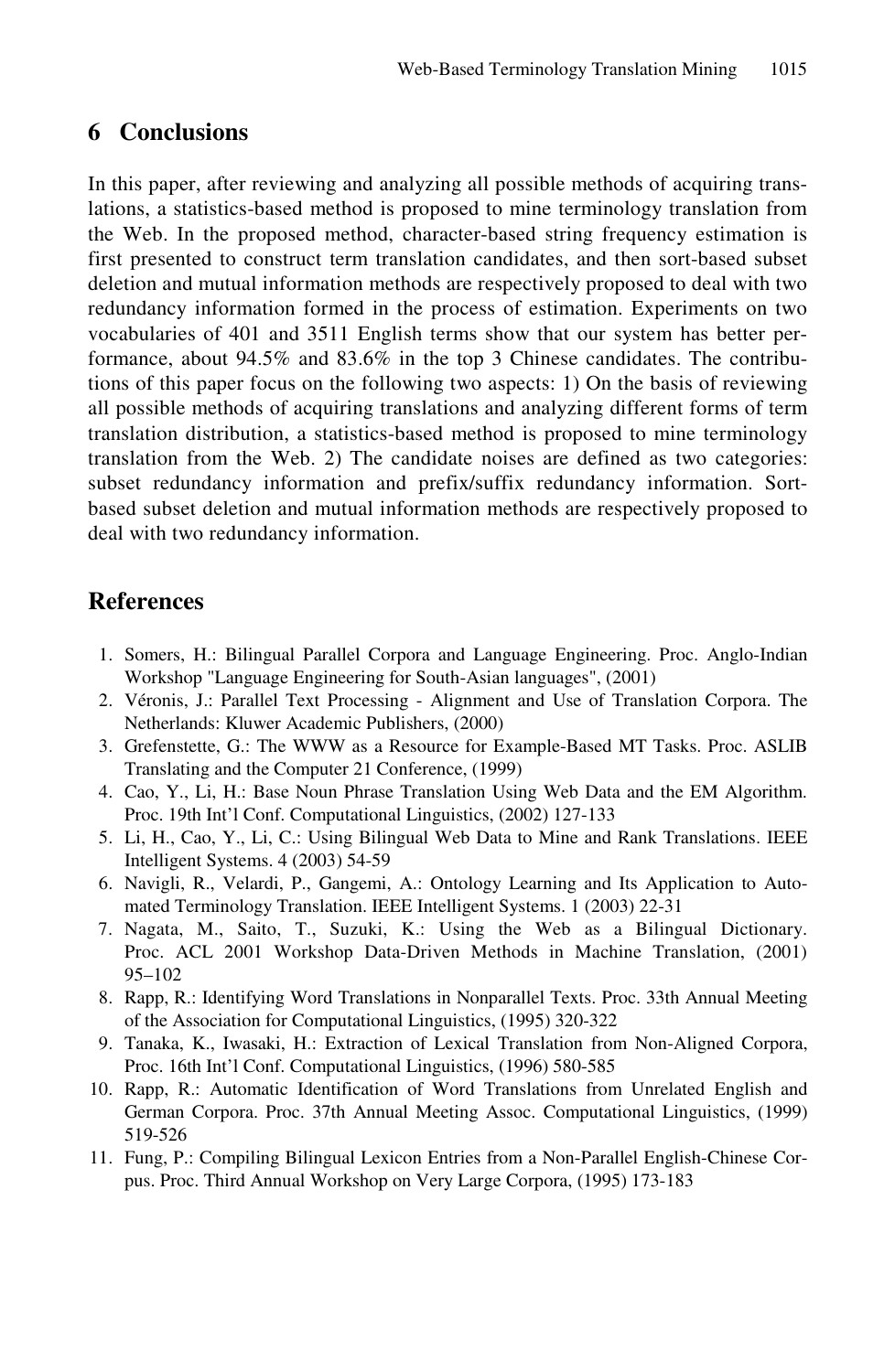## 6 Conclusions

In this paper, after reviewing and analyzing all possible methods of acquiring translations, a statistics-based method is proposed to mine terminology translation from the Web. In the proposed method, character-based string frequency estimation is first presented to construct term translation candidates, and then sort-based subset deletion and mutual information methods are respectively proposed to deal with two redundancy information formed in the process of estimation. Experiments on two vocabularies of 401 and 3511 English terms show that our system has better performance, about 94.5% and 83.6% in the top 3 Chinese candidates. The contributions of this paper focus on the following two aspects: 1) On the basis of reviewing all possible methods of acquiring translations and analyzing different forms of term translation distribution, a statistics-based method is proposed to mine terminology translation from the Web. 2) The candidate noises are defined as two categories: subset redundancy information and prefix/suffix redundancy information. Sort-based subset deletion and mutual information methods are respectively proposed to deal with two redundancy information.

## References

1. Somers, H.: Bilingual Parallel Corpora and Language Engineering. Proc. Anglo-Indian Workshop "Language Engineering for South-Asian languages", (2001)
2. Véronis, J.: Parallel Text Processing - Alignment and Use of Translation Corpora. The Netherlands: Kluwer Academic Publishers, (2000)
3. Grefenstette, G.: The WWW as a Resource for Example-Based MT Tasks. Proc. ASLIB Translating and the Computer 21 Conference, (1999)
4. Cao, Y., Li, H.: Base Noun Phrase Translation Using Web Data and the EM Algorithm. Proc. 19th Int'l Conf. Computational Linguistics, (2002) 127-133
5. Li, H., Cao, Y., Li, C.: Using Bilingual Web Data to Mine and Rank Translations. IEEE Intelligent Systems. 4 (2003) 54-59
6. Navigli, R., Velardi, P., Gangemi, A.: Ontology Learning and Its Application to Automated Terminology Translation. IEEE Intelligent Systems. 1 (2003) 22-31
7. Nagata, M., Saito, T., Suzuki, K.: Using the Web as a Bilingual Dictionary. Proc. ACL 2001 Workshop Data-Driven Methods in Machine Translation, (2001) 95–102
8. Rapp, R.: Identifying Word Translations in Nonparallel Texts. Proc. 33th Annual Meeting of the Association for Computational Linguistics, (1995) 320-322
9. Tanaka, K., Iwasaki, H.: Extraction of Lexical Translation from Non-Aligned Corpora, Proc. 16th Int'l Conf. Computational Linguistics, (1996) 580-585
10. Rapp, R.: Automatic Identification of Word Translations from Unrelated English and German Corpora. Proc. 37th Annual Meeting Assoc. Computational Linguistics, (1999) 519-526
11. Fung, P.: Compiling Bilingual Lexicon Entries from a Non-Parallel English-Chinese Corpus. Proc. Third Annual Workshop on Very Large Corpora, (1995) 173-183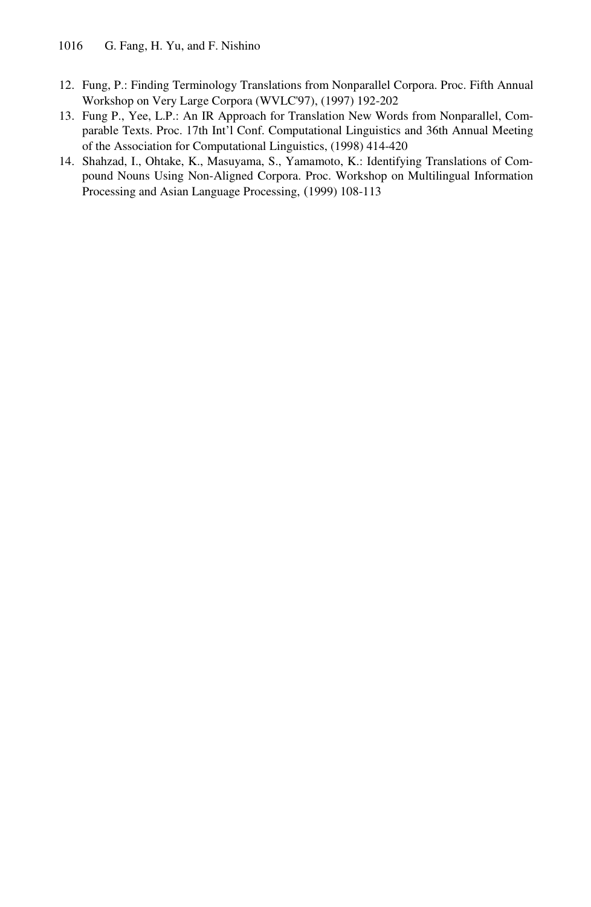12. Fung, P.: Finding Terminology Translations from Nonparallel Corpora. Proc. Fifth Annual Workshop on Very Large Corpora (WVLC'97), (1997) 192-202
13. Fung P., Yee, L.P.: An IR Approach for Translation New Words from Nonparallel, Comparable Texts. Proc. 17th Int'l Conf. Computational Linguistics and 36th Annual Meeting of the Association for Computational Linguistics, (1998) 414-420
14. Shahzad, I., Ohtake, K., Masuyama, S., Yamamoto, K.: Identifying Translations of Compound Nouns Using Non-Aligned Corpora. Proc. Workshop on Multilingual Information Processing and Asian Language Processing, (1999) 108-113